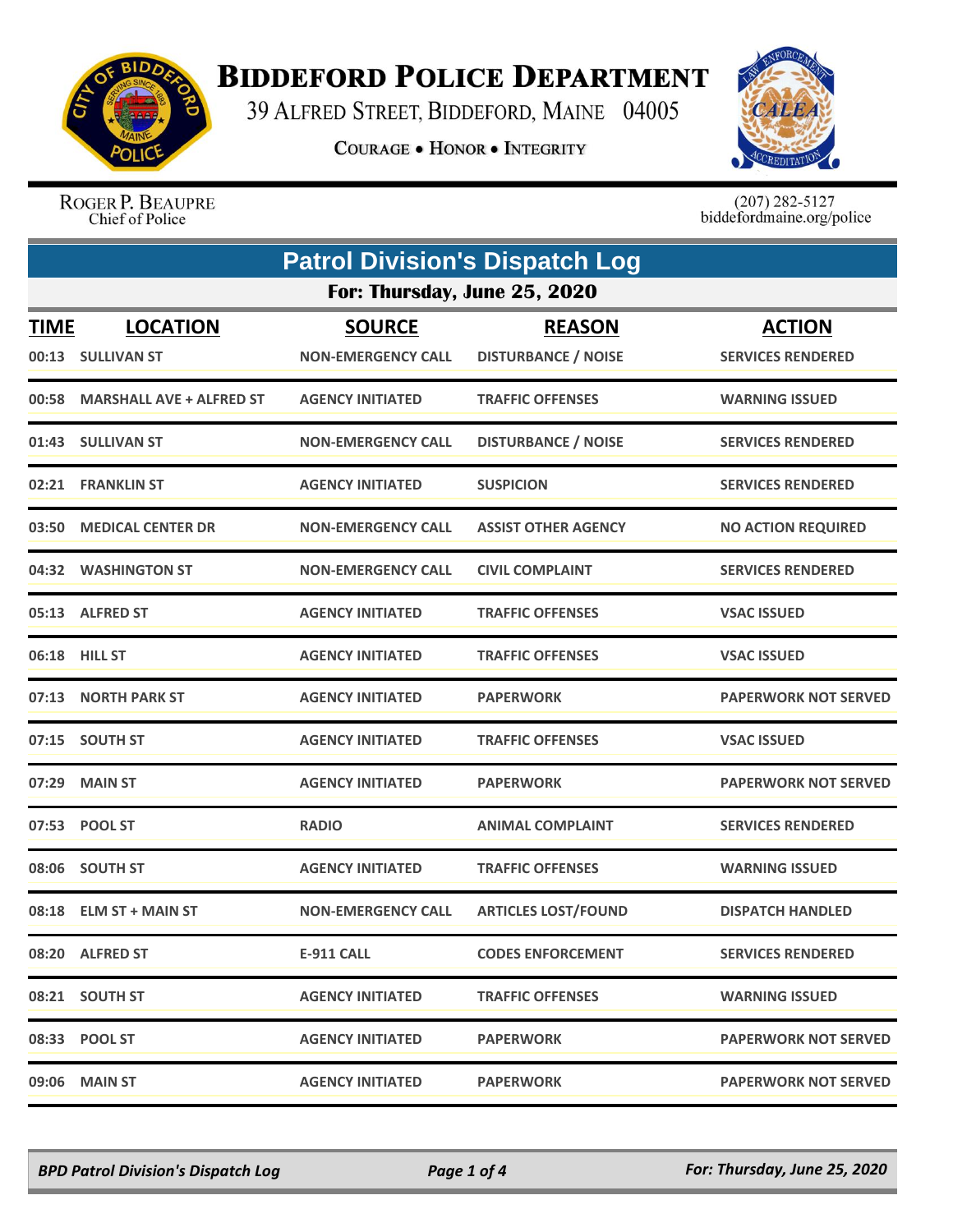# Biddeford Police Department

39 Alfred Street, Biddeford, Maine 04005

Courage • Honor • Integrity

Roger P. Beaupre
Chief of Police

(207) 282-5127
biddefordmaine.org/police

## Patrol Division's Dispatch Log

### For: Thursday, June 25, 2020

| TIME | LOCATION | SOURCE | REASON | ACTION |
|---|---|---|---|---|
| 00:13 | SULLIVAN ST | NON-EMERGENCY CALL | DISTURBANCE / NOISE | SERVICES RENDERED |
| 00:58 | MARSHALL AVE + ALFRED ST | AGENCY INITIATED | TRAFFIC OFFENSES | WARNING ISSUED |
| 01:43 | SULLIVAN ST | NON-EMERGENCY CALL | DISTURBANCE / NOISE | SERVICES RENDERED |
| 02:21 | FRANKLIN ST | AGENCY INITIATED | SUSPICION | SERVICES RENDERED |
| 03:50 | MEDICAL CENTER DR | NON-EMERGENCY CALL | ASSIST OTHER AGENCY | NO ACTION REQUIRED |
| 04:32 | WASHINGTON ST | NON-EMERGENCY CALL | CIVIL COMPLAINT | SERVICES RENDERED |
| 05:13 | ALFRED ST | AGENCY INITIATED | TRAFFIC OFFENSES | VSAC ISSUED |
| 06:18 | HILL ST | AGENCY INITIATED | TRAFFIC OFFENSES | VSAC ISSUED |
| 07:13 | NORTH PARK ST | AGENCY INITIATED | PAPERWORK | PAPERWORK NOT SERVED |
| 07:15 | SOUTH ST | AGENCY INITIATED | TRAFFIC OFFENSES | VSAC ISSUED |
| 07:29 | MAIN ST | AGENCY INITIATED | PAPERWORK | PAPERWORK NOT SERVED |
| 07:53 | POOL ST | RADIO | ANIMAL COMPLAINT | SERVICES RENDERED |
| 08:06 | SOUTH ST | AGENCY INITIATED | TRAFFIC OFFENSES | WARNING ISSUED |
| 08:18 | ELM ST + MAIN ST | NON-EMERGENCY CALL | ARTICLES LOST/FOUND | DISPATCH HANDLED |
| 08:20 | ALFRED ST | E-911 CALL | CODES ENFORCEMENT | SERVICES RENDERED |
| 08:21 | SOUTH ST | AGENCY INITIATED | TRAFFIC OFFENSES | WARNING ISSUED |
| 08:33 | POOL ST | AGENCY INITIATED | PAPERWORK | PAPERWORK NOT SERVED |
| 09:06 | MAIN ST | AGENCY INITIATED | PAPERWORK | PAPERWORK NOT SERVED |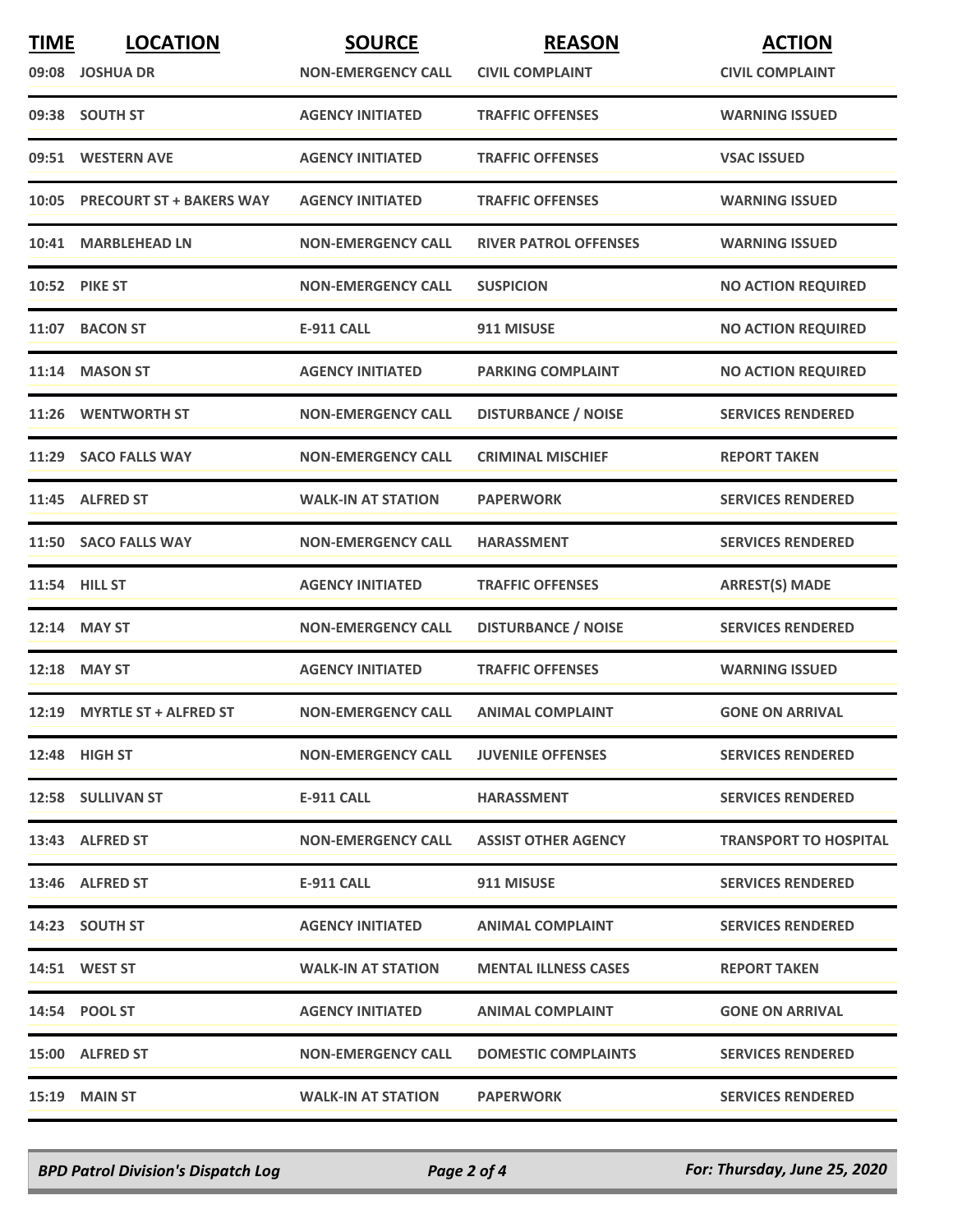| TIME | LOCATION | SOURCE | REASON | ACTION |
|---|---|---|---|---|
| 09:08 | JOSHUA DR | NON-EMERGENCY CALL | CIVIL COMPLAINT | CIVIL COMPLAINT |
| 09:38 | SOUTH ST | AGENCY INITIATED | TRAFFIC OFFENSES | WARNING ISSUED |
| 09:51 | WESTERN AVE | AGENCY INITIATED | TRAFFIC OFFENSES | VSAC ISSUED |
| 10:05 | PRECOURT ST + BAKERS WAY | AGENCY INITIATED | TRAFFIC OFFENSES | WARNING ISSUED |
| 10:41 | MARBLEHEAD LN | NON-EMERGENCY CALL | RIVER PATROL OFFENSES | WARNING ISSUED |
| 10:52 | PIKE ST | NON-EMERGENCY CALL | SUSPICION | NO ACTION REQUIRED |
| 11:07 | BACON ST | E-911 CALL | 911 MISUSE | NO ACTION REQUIRED |
| 11:14 | MASON ST | AGENCY INITIATED | PARKING COMPLAINT | NO ACTION REQUIRED |
| 11:26 | WENTWORTH ST | NON-EMERGENCY CALL | DISTURBANCE / NOISE | SERVICES RENDERED |
| 11:29 | SACO FALLS WAY | NON-EMERGENCY CALL | CRIMINAL MISCHIEF | REPORT TAKEN |
| 11:45 | ALFRED ST | WALK-IN AT STATION | PAPERWORK | SERVICES RENDERED |
| 11:50 | SACO FALLS WAY | NON-EMERGENCY CALL | HARASSMENT | SERVICES RENDERED |
| 11:54 | HILL ST | AGENCY INITIATED | TRAFFIC OFFENSES | ARREST(S) MADE |
| 12:14 | MAY ST | NON-EMERGENCY CALL | DISTURBANCE / NOISE | SERVICES RENDERED |
| 12:18 | MAY ST | AGENCY INITIATED | TRAFFIC OFFENSES | WARNING ISSUED |
| 12:19 | MYRTLE ST + ALFRED ST | NON-EMERGENCY CALL | ANIMAL COMPLAINT | GONE ON ARRIVAL |
| 12:48 | HIGH ST | NON-EMERGENCY CALL | JUVENILE OFFENSES | SERVICES RENDERED |
| 12:58 | SULLIVAN ST | E-911 CALL | HARASSMENT | SERVICES RENDERED |
| 13:43 | ALFRED ST | NON-EMERGENCY CALL | ASSIST OTHER AGENCY | TRANSPORT TO HOSPITAL |
| 13:46 | ALFRED ST | E-911 CALL | 911 MISUSE | SERVICES RENDERED |
| 14:23 | SOUTH ST | AGENCY INITIATED | ANIMAL COMPLAINT | SERVICES RENDERED |
| 14:51 | WEST ST | WALK-IN AT STATION | MENTAL ILLNESS CASES | REPORT TAKEN |
| 14:54 | POOL ST | AGENCY INITIATED | ANIMAL COMPLAINT | GONE ON ARRIVAL |
| 15:00 | ALFRED ST | NON-EMERGENCY CALL | DOMESTIC COMPLAINTS | SERVICES RENDERED |
| 15:19 | MAIN ST | WALK-IN AT STATION | PAPERWORK | SERVICES RENDERED |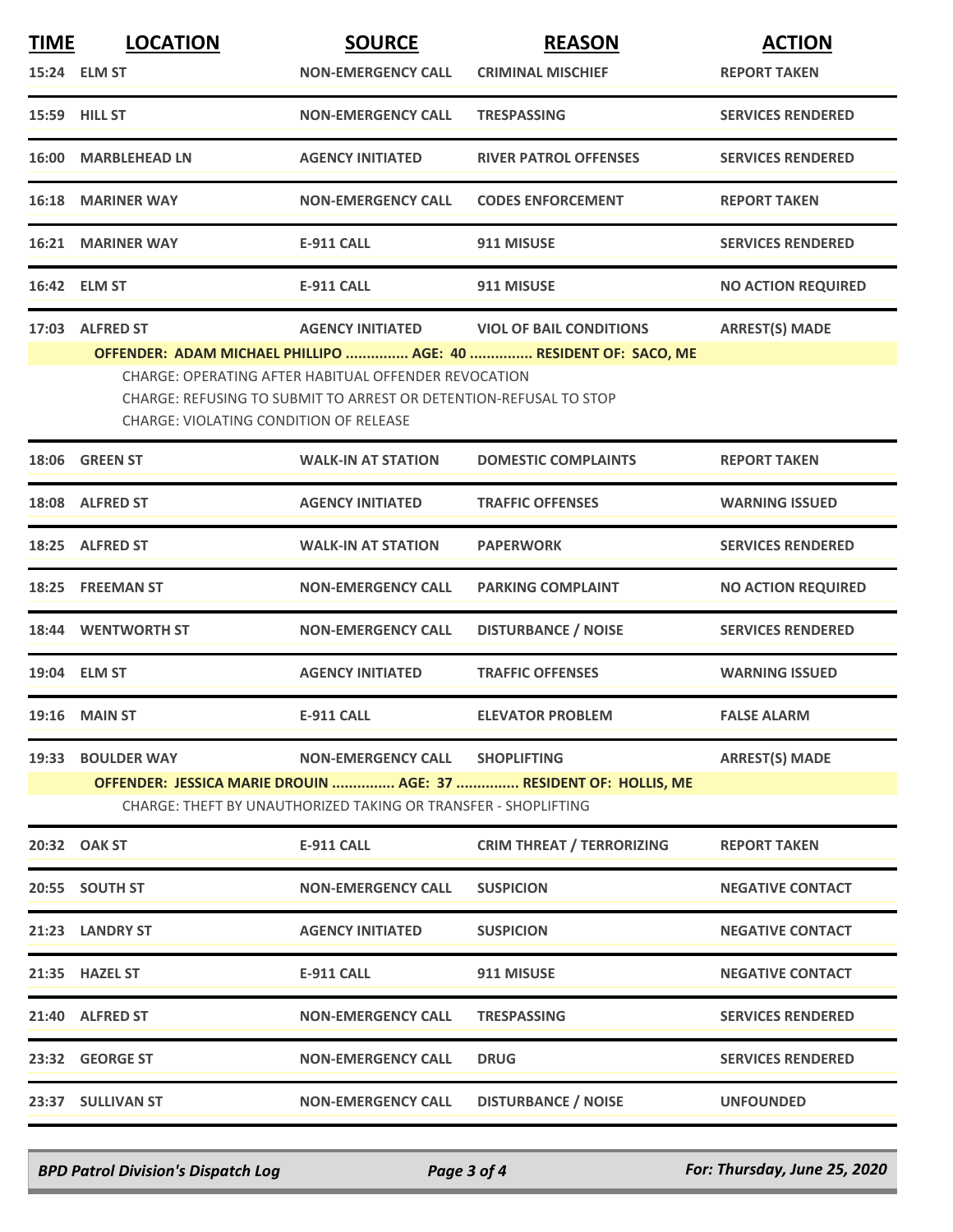| TIME | LOCATION | SOURCE | REASON | ACTION |
|---|---|---|---|---|
| 15:24 | ELM ST | NON-EMERGENCY CALL | CRIMINAL MISCHIEF | REPORT TAKEN |
| 15:59 | HILL ST | NON-EMERGENCY CALL | TRESPASSING | SERVICES RENDERED |
| 16:00 | MARBLEHEAD LN | AGENCY INITIATED | RIVER PATROL OFFENSES | SERVICES RENDERED |
| 16:18 | MARINER WAY | NON-EMERGENCY CALL | CODES ENFORCEMENT | REPORT TAKEN |
| 16:21 | MARINER WAY | E-911 CALL | 911 MISUSE | SERVICES RENDERED |
| 16:42 | ELM ST | E-911 CALL | 911 MISUSE | NO ACTION REQUIRED |
| 17:03 | ALFRED ST | AGENCY INITIATED | VIOL OF BAIL CONDITIONS | ARREST(S) MADE |

**OFFENDER: ADAM MICHAEL PHILLIPO ............... AGE: 40 ............... RESIDENT OF: SACO, ME**

CHARGE: OPERATING AFTER HABITUAL OFFENDER REVOCATION
CHARGE: REFUSING TO SUBMIT TO ARREST OR DETENTION-REFUSAL TO STOP
CHARGE: VIOLATING CONDITION OF RELEASE

| TIME | LOCATION | SOURCE | REASON | ACTION |
|---|---|---|---|---|
| 18:06 | GREEN ST | WALK-IN AT STATION | DOMESTIC COMPLAINTS | REPORT TAKEN |
| 18:08 | ALFRED ST | AGENCY INITIATED | TRAFFIC OFFENSES | WARNING ISSUED |
| 18:25 | ALFRED ST | WALK-IN AT STATION | PAPERWORK | SERVICES RENDERED |
| 18:25 | FREEMAN ST | NON-EMERGENCY CALL | PARKING COMPLAINT | NO ACTION REQUIRED |
| 18:44 | WENTWORTH ST | NON-EMERGENCY CALL | DISTURBANCE / NOISE | SERVICES RENDERED |
| 19:04 | ELM ST | AGENCY INITIATED | TRAFFIC OFFENSES | WARNING ISSUED |
| 19:16 | MAIN ST | E-911 CALL | ELEVATOR PROBLEM | FALSE ALARM |
| 19:33 | BOULDER WAY | NON-EMERGENCY CALL | SHOPLIFTING | ARREST(S) MADE |

**OFFENDER: JESSICA MARIE DROUIN ............... AGE: 37 ............... RESIDENT OF: HOLLIS, ME**

CHARGE: THEFT BY UNAUTHORIZED TAKING OR TRANSFER - SHOPLIFTING

| TIME | LOCATION | SOURCE | REASON | ACTION |
|---|---|---|---|---|
| 20:32 | OAK ST | E-911 CALL | CRIM THREAT / TERRORIZING | REPORT TAKEN |
| 20:55 | SOUTH ST | NON-EMERGENCY CALL | SUSPICION | NEGATIVE CONTACT |
| 21:23 | LANDRY ST | AGENCY INITIATED | SUSPICION | NEGATIVE CONTACT |
| 21:35 | HAZEL ST | E-911 CALL | 911 MISUSE | NEGATIVE CONTACT |
| 21:40 | ALFRED ST | NON-EMERGENCY CALL | TRESPASSING | SERVICES RENDERED |
| 23:32 | GEORGE ST | NON-EMERGENCY CALL | DRUG | SERVICES RENDERED |
| 23:37 | SULLIVAN ST | NON-EMERGENCY CALL | DISTURBANCE / NOISE | UNFOUNDED |

*BPD Patrol Division's Dispatch Log* — ***For: Thursday, June 25, 2020***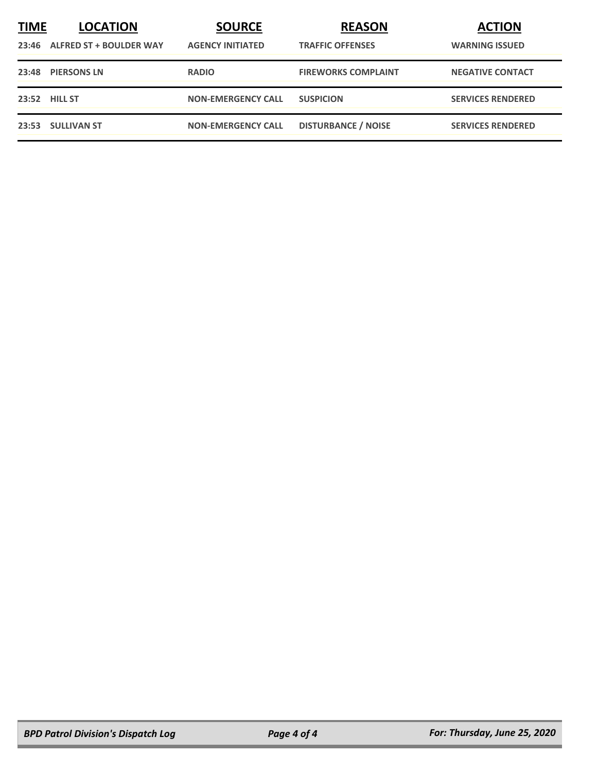| TIME | LOCATION | SOURCE | REASON | ACTION |
| --- | --- | --- | --- | --- |
| 23:46 | ALFRED ST + BOULDER WAY | AGENCY INITIATED | TRAFFIC OFFENSES | WARNING ISSUED |
| 23:48 | PIERSONS LN | RADIO | FIREWORKS COMPLAINT | NEGATIVE CONTACT |
| 23:52 | HILL ST | NON-EMERGENCY CALL | SUSPICION | SERVICES RENDERED |
| 23:53 | SULLIVAN ST | NON-EMERGENCY CALL | DISTURBANCE / NOISE | SERVICES RENDERED |